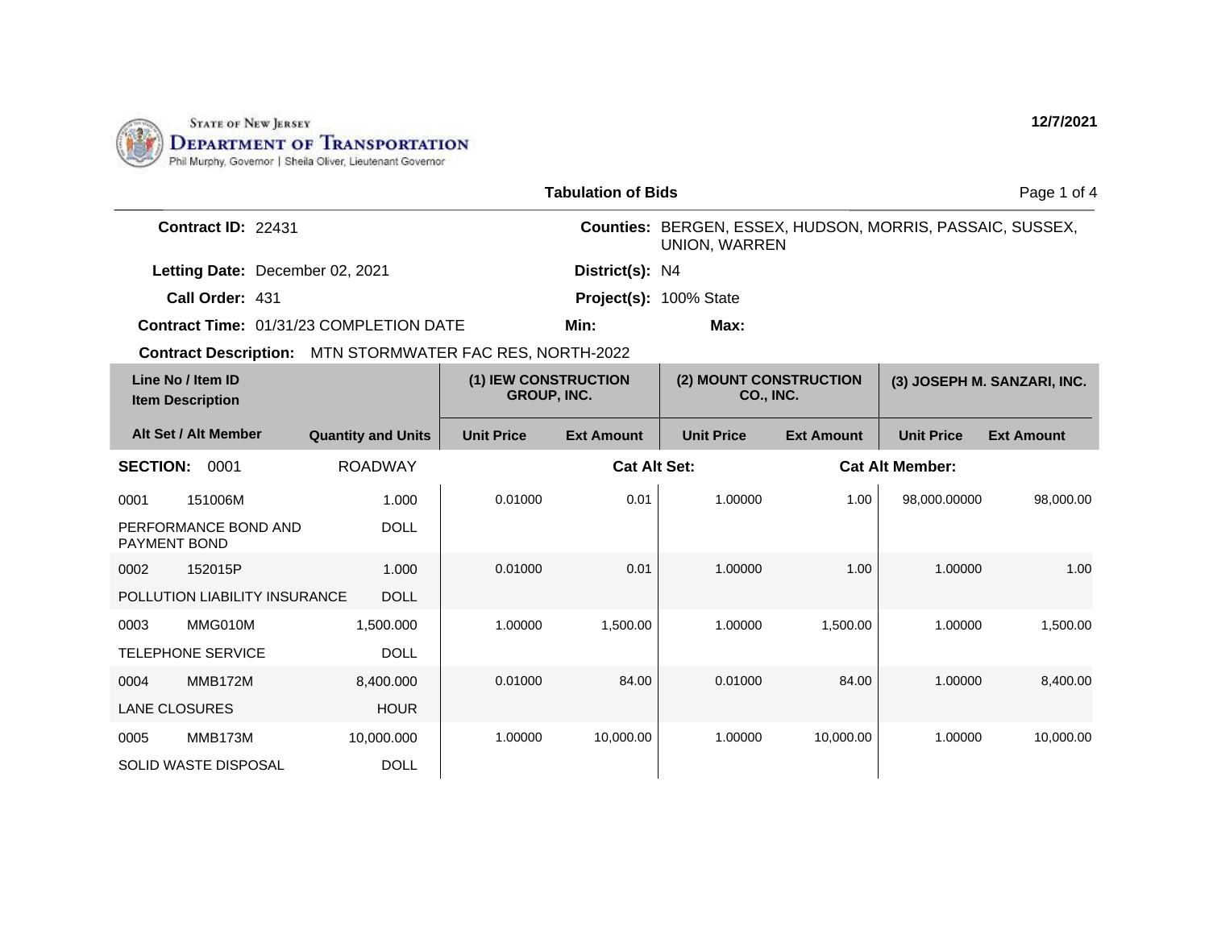State of New Jersey
**Department of Transportation**
Phil Murphy, Governor | Sheila Oliver, Lieutenant Governor

**12/7/2021**

## Tabulation of Bids

**Contract ID:** 22431

**Letting Date:** December 02, 2021

**Call Order:** 431

**Contract Time:** 01/31/23 COMPLETION DATE

**Counties:** BERGEN, ESSEX, HUDSON, MORRIS, PASSAIC, SUSSEX, UNION, WARREN

**District(s):** N4

**Project(s):** 100% State

**Min:**

**Max:**

**Contract Description:** MTN STORMWATER FAC RES, NORTH-2022

| Line No / Item ID / Item Description | | Quantity and Units | (1) IEW CONSTRUCTION GROUP, INC. | | (2) MOUNT CONSTRUCTION CO., INC. | | (3) JOSEPH M. SANZARI, INC. | |
|---|---|---|---|---|---|---|---|---|
| Alt Set / Alt Member | | | Unit Price | Ext Amount | Unit Price | Ext Amount | Unit Price | Ext Amount |
| **SECTION: 0001** | | ROADWAY | | **Cat Alt Set:** | | **Cat Alt Member:** | | |
| 0001 | 151006M | 1.000 | 0.01000 | 0.01 | 1.00000 | 1.00 | 98,000.00000 | 98,000.00 |
| PERFORMANCE BOND AND PAYMENT BOND | | DOLL | | | | | | |
| 0002 | 152015P | 1.000 | 0.01000 | 0.01 | 1.00000 | 1.00 | 1.00000 | 1.00 |
| POLLUTION LIABILITY INSURANCE | | DOLL | | | | | | |
| 0003 | MMG010M | 1,500.000 | 1.00000 | 1,500.00 | 1.00000 | 1,500.00 | 1.00000 | 1,500.00 |
| TELEPHONE SERVICE | | DOLL | | | | | | |
| 0004 | MMB172M | 8,400.000 | 0.01000 | 84.00 | 0.01000 | 84.00 | 1.00000 | 8,400.00 |
| LANE CLOSURES | | HOUR | | | | | | |
| 0005 | MMB173M | 10,000.000 | 1.00000 | 10,000.00 | 1.00000 | 10,000.00 | 1.00000 | 10,000.00 |
| SOLID WASTE DISPOSAL | | DOLL | | | | | | |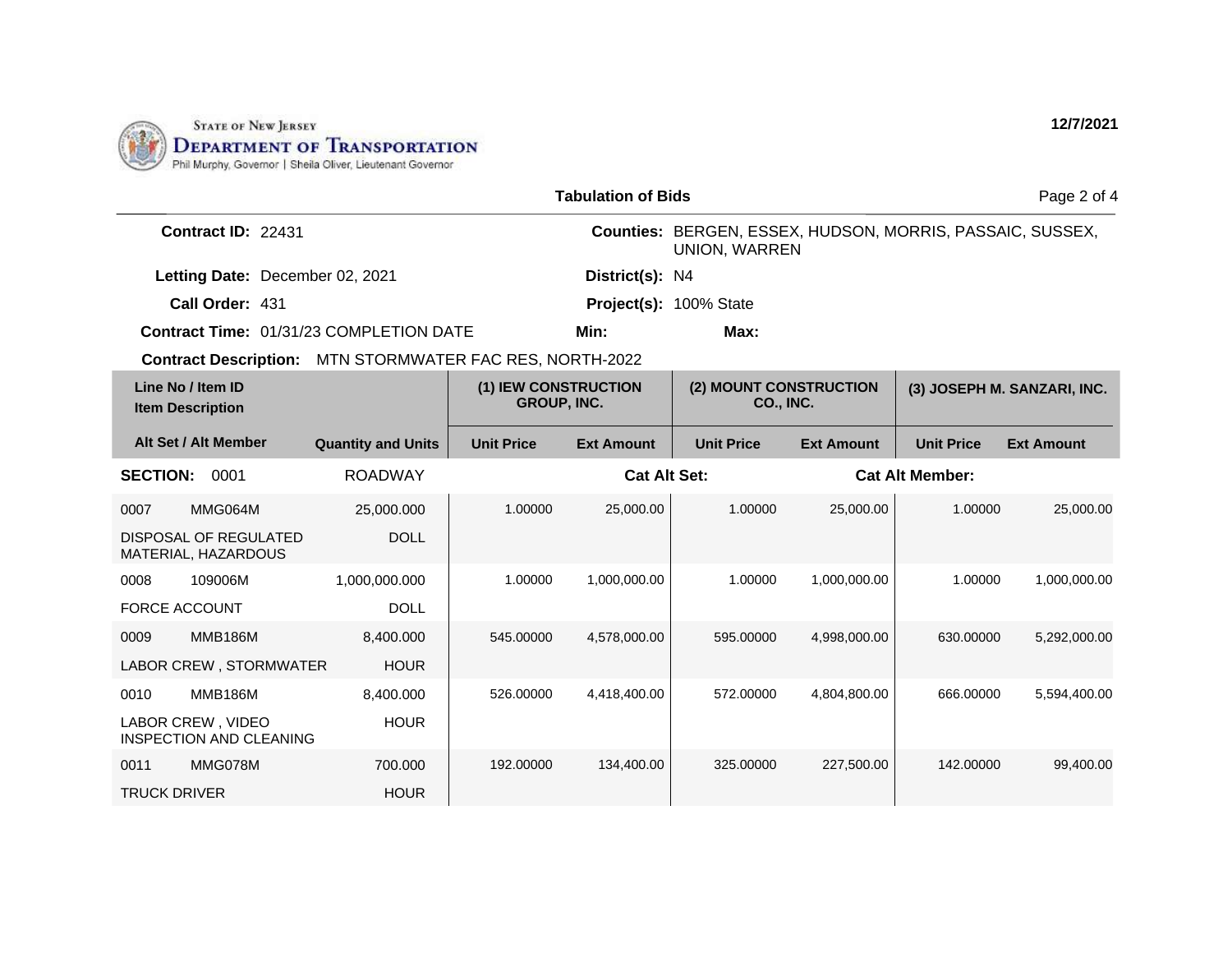STATE OF NEW JERSEY
DEPARTMENT OF TRANSPORTATION
Phil Murphy, Governor | Sheila Oliver, Lieutenant Governor

12/7/2021

## Tabulation of Bids

**Contract ID:** 22431

**Counties:** BERGEN, ESSEX, HUDSON, MORRIS, PASSAIC, SUSSEX, UNION, WARREN

**Letting Date:** December 02, 2021

**District(s):** N4

**Call Order:** 431

**Project(s):** 100% State

**Contract Time:** 01/31/23 COMPLETION DATE

**Min:**

**Max:**

**Contract Description:** MTN STORMWATER FAC RES, NORTH-2022

| Line No / Item ID / Item Description / Alt Set / Alt Member | | Quantity and Units | (1) IEW CONSTRUCTION GROUP, INC. | | (2) MOUNT CONSTRUCTION CO., INC. | | (3) JOSEPH M. SANZARI, INC. | |
|---|---|---|---|---|---|---|---|---|
| | | | Unit Price | Ext Amount | Unit Price | Ext Amount | Unit Price | Ext Amount |
| **SECTION:** 0001 | | ROADWAY | | **Cat Alt Set:** | | **Cat Alt Member:** | | |
| 0007 | MMG064M | 25,000.000 | 1.00000 | 25,000.00 | 1.00000 | 25,000.00 | 1.00000 | 25,000.00 |
| DISPOSAL OF REGULATED MATERIAL, HAZARDOUS | | DOLL | | | | | | |
| 0008 | 109006M | 1,000,000.000 | 1.00000 | 1,000,000.00 | 1.00000 | 1,000,000.00 | 1.00000 | 1,000,000.00 |
| FORCE ACCOUNT | | DOLL | | | | | | |
| 0009 | MMB186M | 8,400.000 | 545.00000 | 4,578,000.00 | 595.00000 | 4,998,000.00 | 630.00000 | 5,292,000.00 |
| LABOR CREW , STORMWATER | | HOUR | | | | | | |
| 0010 | MMB186M | 8,400.000 | 526.00000 | 4,418,400.00 | 572.00000 | 4,804,800.00 | 666.00000 | 5,594,400.00 |
| LABOR CREW , VIDEO INSPECTION AND CLEANING | | HOUR | | | | | | |
| 0011 | MMG078M | 700.000 | 192.00000 | 134,400.00 | 325.00000 | 227,500.00 | 142.00000 | 99,400.00 |
| TRUCK DRIVER | | HOUR | | | | | | |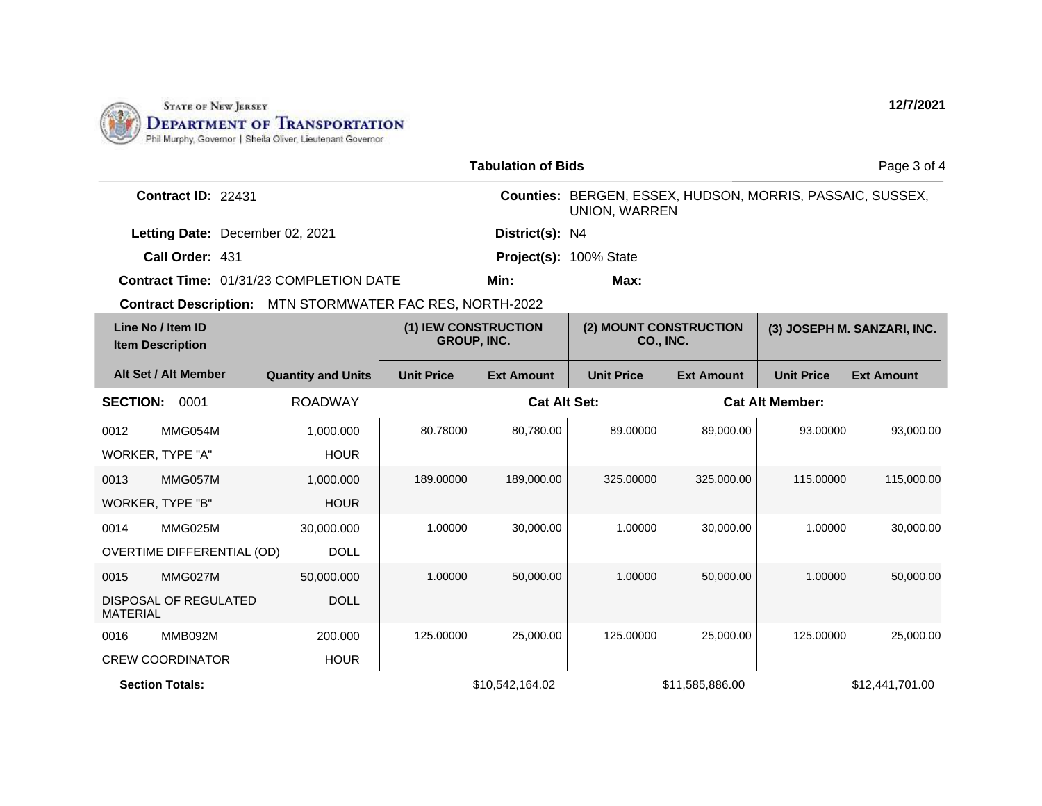STATE OF NEW JERSEY
DEPARTMENT OF TRANSPORTATION
Phil Murphy, Governor | Sheila Oliver, Lieutenant Governor

12/7/2021

## Tabulation of Bids

**Contract ID:** 22431
**Letting Date:** December 02, 2021
**Call Order:** 431
**Contract Time:** 01/31/23 COMPLETION DATE
**Counties:** BERGEN, ESSEX, HUDSON, MORRIS, PASSAIC, SUSSEX, UNION, WARREN
**District(s):** N4
**Project(s):** 100% State
**Min:**
**Max:**
**Contract Description:** MTN STORMWATER FAC RES, NORTH-2022

| Line No / Item ID / Item Description | Quantity and Units | (1) IEW CONSTRUCTION GROUP, INC. Unit Price | (1) Ext Amount | (2) MOUNT CONSTRUCTION CO., INC. Unit Price | (2) Ext Amount | (3) JOSEPH M. SANZARI, INC. Unit Price | (3) Ext Amount |
|---|---|---|---|---|---|---|---|
| **SECTION: 0001** | ROADWAY | | **Cat Alt Set:** | | **Cat Alt Member:** | | |
| 0012 MMG054M WORKER, TYPE "A" | 1,000.000 HOUR | 80.78000 | 80,780.00 | 89.00000 | 89,000.00 | 93.00000 | 93,000.00 |
| 0013 MMG057M WORKER, TYPE "B" | 1,000.000 HOUR | 189.00000 | 189,000.00 | 325.00000 | 325,000.00 | 115.00000 | 115,000.00 |
| 0014 MMG025M OVERTIME DIFFERENTIAL (OD) | 30,000.000 DOLL | 1.00000 | 30,000.00 | 1.00000 | 30,000.00 | 1.00000 | 30,000.00 |
| 0015 MMG027M DISPOSAL OF REGULATED MATERIAL | 50,000.000 DOLL | 1.00000 | 50,000.00 | 1.00000 | 50,000.00 | 1.00000 | 50,000.00 |
| 0016 MMB092M CREW COORDINATOR | 200.000 HOUR | 125.00000 | 25,000.00 | 125.00000 | 25,000.00 | 125.00000 | 25,000.00 |
| **Section Totals:** | | | $10,542,164.02 | | $11,585,886.00 | | $12,441,701.00 |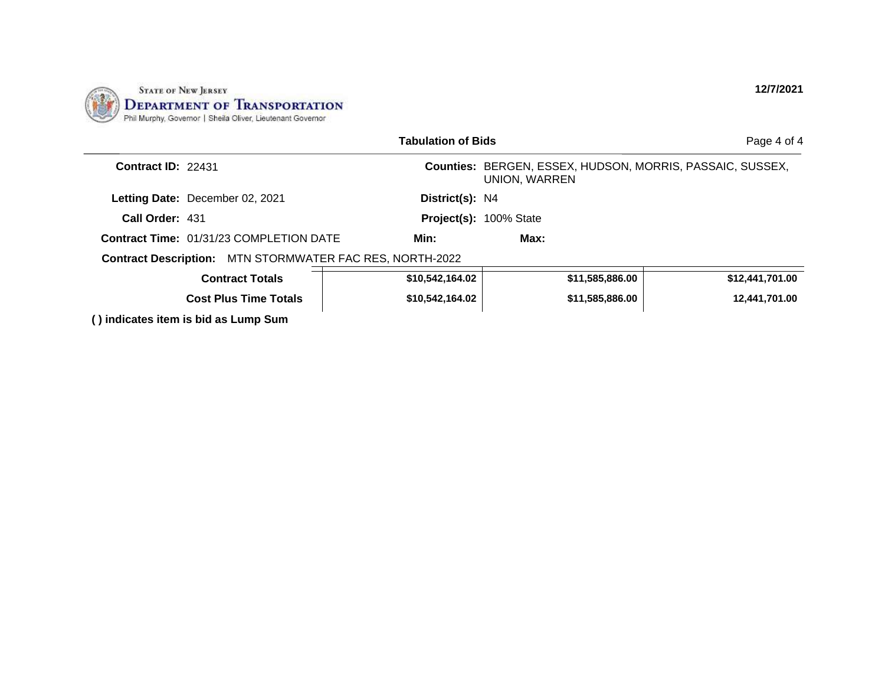STATE OF NEW JERSEY
**DEPARTMENT OF TRANSPORTATION**
Phil Murphy, Governor | Sheila Oliver, Lieutenant Governor

**12/7/2021**

**Tabulation of Bids**

**Contract ID:** 22431

**Counties:** BERGEN, ESSEX, HUDSON, MORRIS, PASSAIC, SUSSEX, UNION, WARREN

**Letting Date:** December 02, 2021

**District(s):** N4

**Call Order:** 431

**Project(s):** 100% State

**Contract Time:** 01/31/23 COMPLETION DATE

**Min:**

**Max:**

**Contract Description:** MTN STORMWATER FAC RES, NORTH-2022

| | | | |
|---|---|---|---|
| **Contract Totals** | **$10,542,164.02** | **$11,585,886.00** | **$12,441,701.00** |
| **Cost Plus Time Totals** | **$10,542,164.02** | **$11,585,886.00** | **12,441,701.00** |

**( ) indicates item is bid as Lump Sum**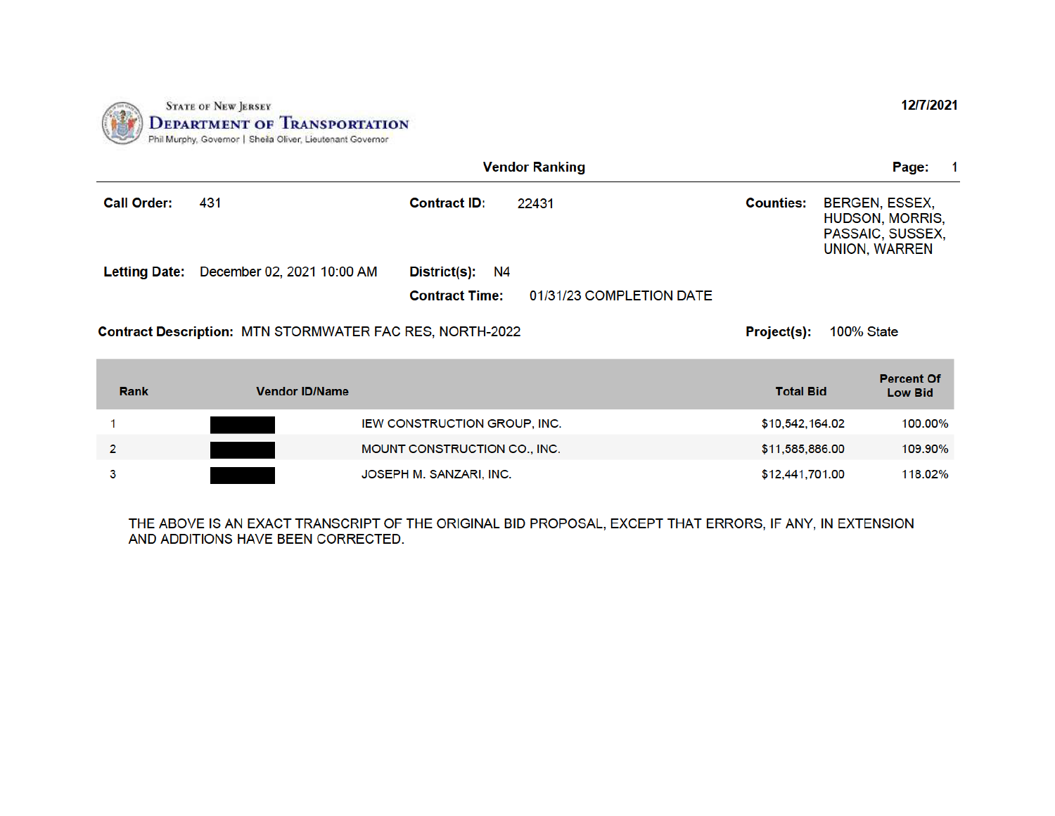State of New Jersey
**Department of Transportation**
Phil Murphy, Governor | Sheila Oliver, Lieutenant Governor

**12/7/2021**

## Vendor Ranking

**Call Order:** 431

**Contract ID:** 22431

**Counties:** BERGEN, ESSEX, HUDSON, MORRIS, PASSAIC, SUSSEX, UNION, WARREN

**Letting Date:** December 02, 2021 10:00 AM

**District(s):** N4

**Contract Time:** 01/31/23 COMPLETION DATE

**Contract Description:** MTN STORMWATER FAC RES, NORTH-2022

**Project(s):** 100% State

| Rank | Vendor ID/Name | | Total Bid | Percent Of Low Bid |
|---|---|---|---|---|
| 1 | ████ | IEW CONSTRUCTION GROUP, INC. | $10,542,164.02 | 100.00% |
| 2 | ████ | MOUNT CONSTRUCTION CO., INC. | $11,585,886.00 | 109.90% |
| 3 | ████ | JOSEPH M. SANZARI, INC. | $12,441,701.00 | 118.02% |

THE ABOVE IS AN EXACT TRANSCRIPT OF THE ORIGINAL BID PROPOSAL, EXCEPT THAT ERRORS, IF ANY, IN EXTENSION AND ADDITIONS HAVE BEEN CORRECTED.